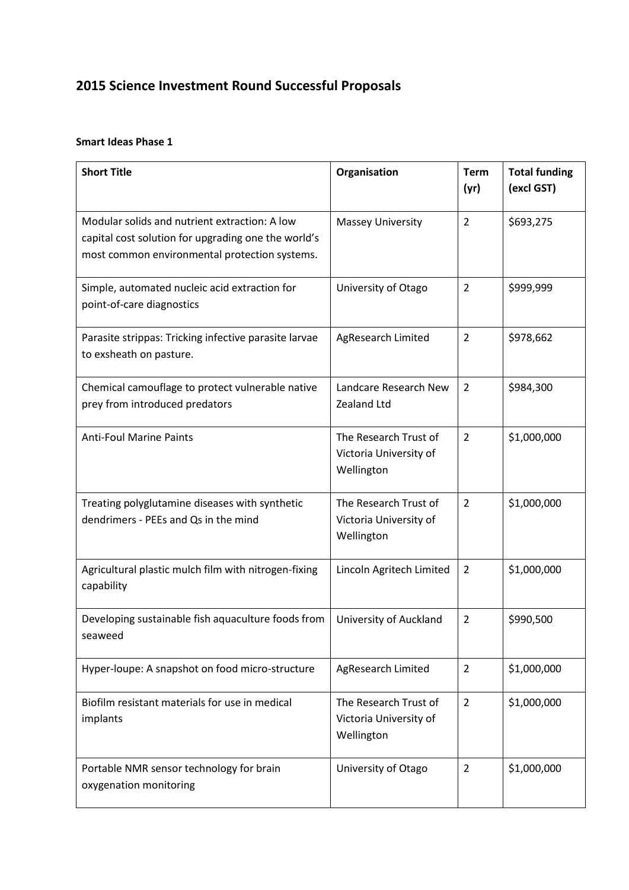# 2015 Science Investment Round Successful Proposals

**Smart Ideas Phase 1**

| Short Title | Organisation | Term (yr) | Total funding (excl GST) |
|---|---|---|---|
| Modular solids and nutrient extraction: A low capital cost solution for upgrading one the world's most common environmental protection systems. | Massey University | 2 | $693,275 |
| Simple, automated nucleic acid extraction for point-of-care diagnostics | University of Otago | 2 | $999,999 |
| Parasite strippas: Tricking infective parasite larvae to exsheath on pasture. | AgResearch Limited | 2 | $978,662 |
| Chemical camouflage to protect vulnerable native prey from introduced predators | Landcare Research New Zealand Ltd | 2 | $984,300 |
| Anti-Foul Marine Paints | The Research Trust of Victoria University of Wellington | 2 | $1,000,000 |
| Treating polyglutamine diseases with synthetic dendrimers - PEEs and Qs in the mind | The Research Trust of Victoria University of Wellington | 2 | $1,000,000 |
| Agricultural plastic mulch film with nitrogen-fixing capability | Lincoln Agritech Limited | 2 | $1,000,000 |
| Developing sustainable fish aquaculture foods from seaweed | University of Auckland | 2 | $990,500 |
| Hyper-loupe: A snapshot on food micro-structure | AgResearch Limited | 2 | $1,000,000 |
| Biofilm resistant materials for use in medical implants | The Research Trust of Victoria University of Wellington | 2 | $1,000,000 |
| Portable NMR sensor technology for brain oxygenation monitoring | University of Otago | 2 | $1,000,000 |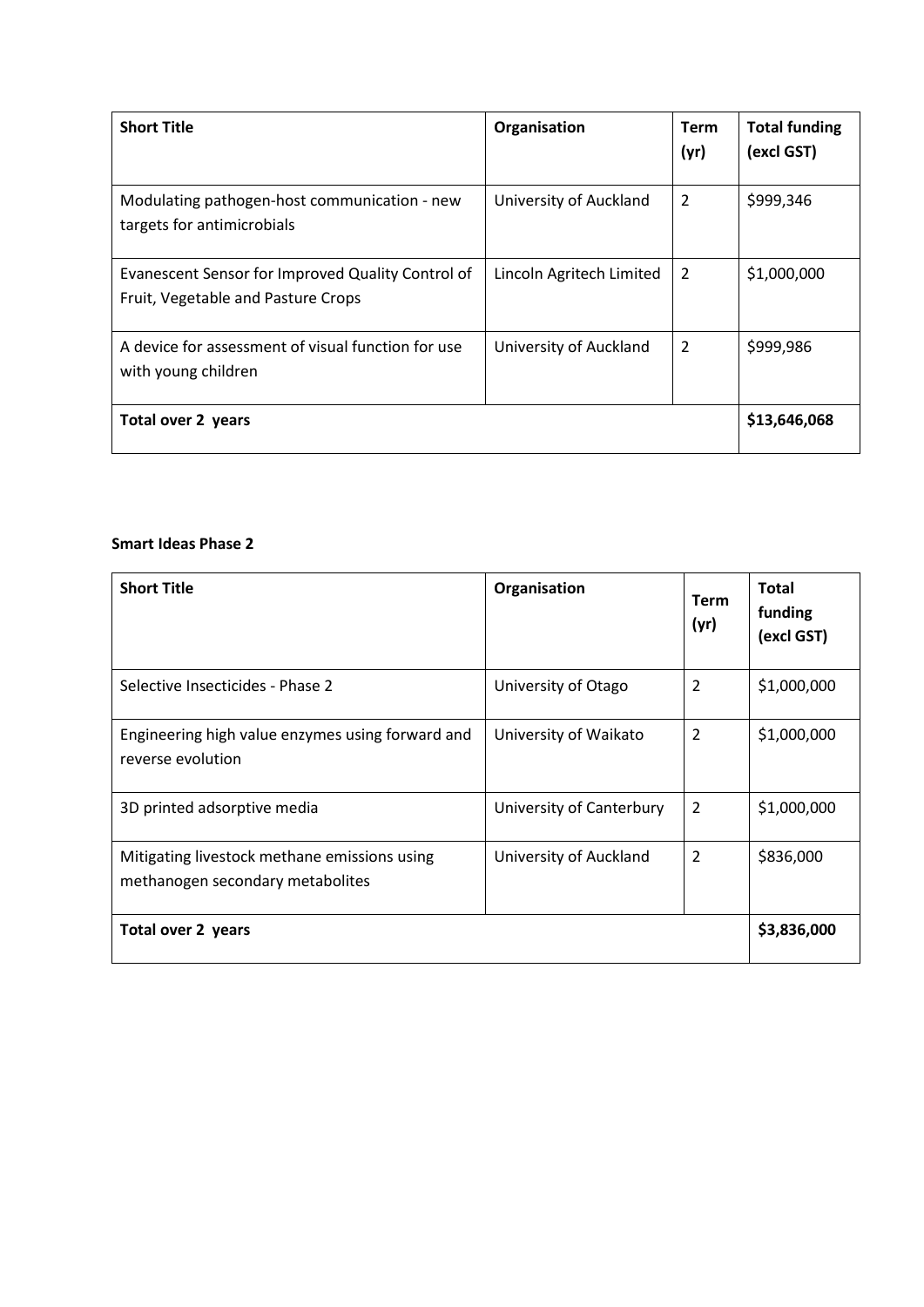| Short Title | Organisation | Term (yr) | Total funding (excl GST) |
|---|---|---|---|
| Modulating pathogen-host communication - new targets for antimicrobials | University of Auckland | 2 | $999,346 |
| Evanescent Sensor for Improved Quality Control of Fruit, Vegetable and Pasture Crops | Lincoln Agritech Limited | 2 | $1,000,000 |
| A device for assessment of visual function for use with young children | University of Auckland | 2 | $999,986 |
| **Total over 2 years** | | | **$13,646,068** |

**Smart Ideas Phase 2**

| Short Title | Organisation | Term (yr) | Total funding (excl GST) |
|---|---|---|---|
| Selective Insecticides - Phase 2 | University of Otago | 2 | $1,000,000 |
| Engineering high value enzymes using forward and reverse evolution | University of Waikato | 2 | $1,000,000 |
| 3D printed adsorptive media | University of Canterbury | 2 | $1,000,000 |
| Mitigating livestock methane emissions using methanogen secondary metabolites | University of Auckland | 2 | $836,000 |
| **Total over 2 years** | | | **$3,836,000** |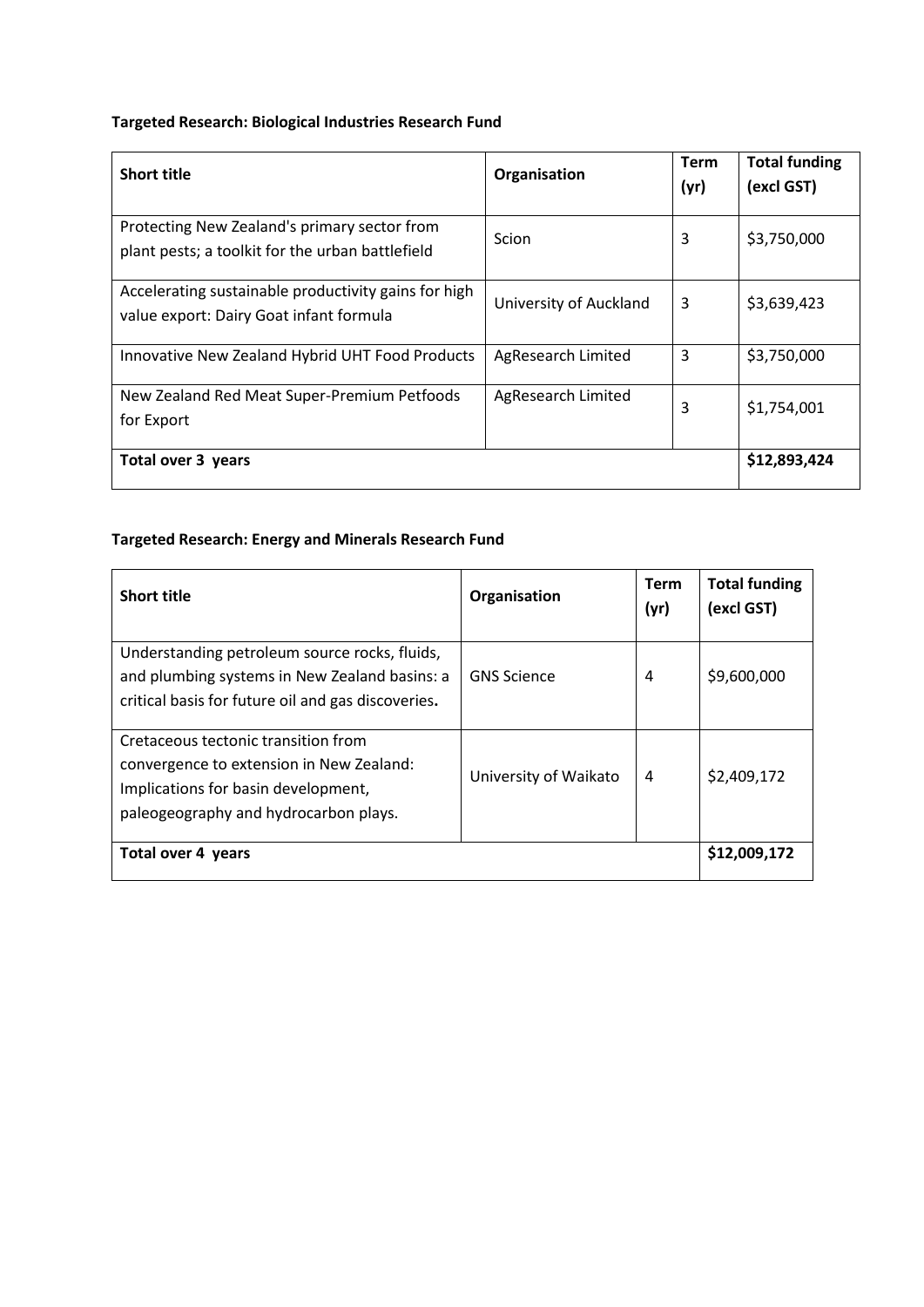**Targeted Research: Biological Industries Research Fund**

| Short title | Organisation | Term (yr) | Total funding (excl GST) |
|---|---|---|---|
| Protecting New Zealand's primary sector from plant pests; a toolkit for the urban battlefield | Scion | 3 | $3,750,000 |
| Accelerating sustainable productivity gains for high value export: Dairy Goat infant formula | University of Auckland | 3 | $3,639,423 |
| Innovative New Zealand Hybrid UHT Food Products | AgResearch Limited | 3 | $3,750,000 |
| New Zealand Red Meat Super-Premium Petfoods for Export | AgResearch Limited | 3 | $1,754,001 |
| **Total over 3 years** | | | **$12,893,424** |

**Targeted Research: Energy and Minerals Research Fund**

| Short title | Organisation | Term (yr) | Total funding (excl GST) |
|---|---|---|---|
| Understanding petroleum source rocks, fluids, and plumbing systems in New Zealand basins: a critical basis for future oil and gas discoveries**.** | GNS Science | 4 | $9,600,000 |
| Cretaceous tectonic transition from convergence to extension in New Zealand: Implications for basin development, paleogeography and hydrocarbon plays. | University of Waikato | 4 | $2,409,172 |
| **Total over 4 years** | | | **$12,009,172** |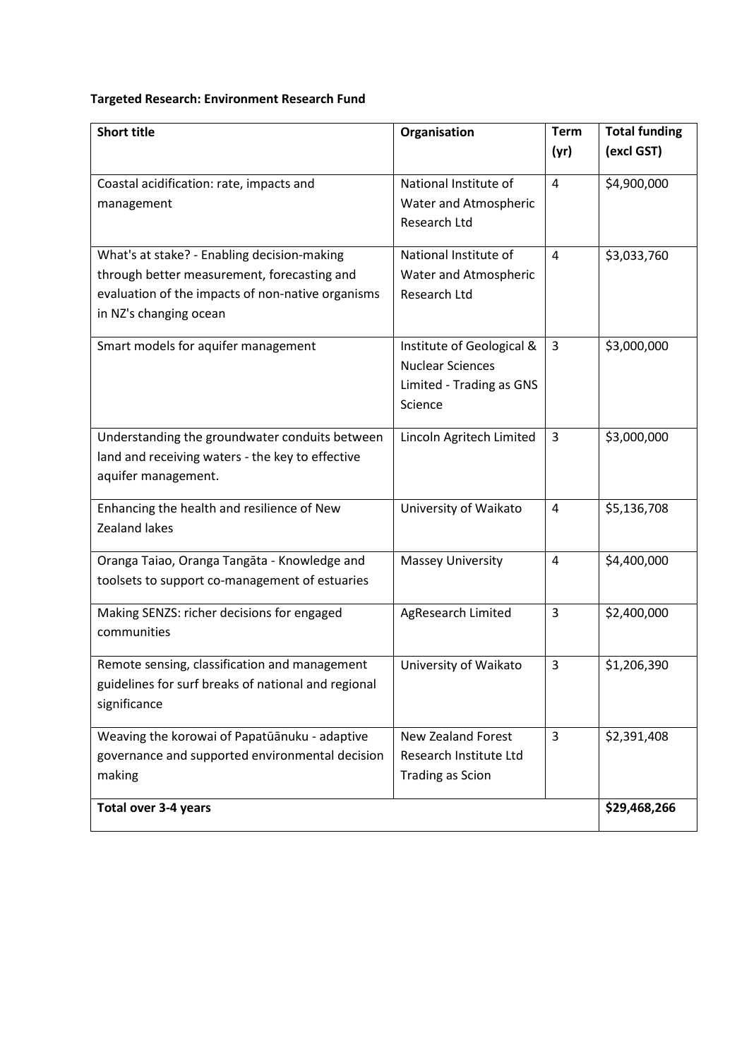**Targeted Research: Environment Research Fund**

| Short title | Organisation | Term (yr) | Total funding (excl GST) |
| --- | --- | --- | --- |
| Coastal acidification: rate, impacts and management | National Institute of Water and Atmospheric Research Ltd | 4 | $4,900,000 |
| What's at stake? - Enabling decision-making through better measurement, forecasting and evaluation of the impacts of non-native organisms in NZ's changing ocean | National Institute of Water and Atmospheric Research Ltd | 4 | $3,033,760 |
| Smart models for aquifer management | Institute of Geological & Nuclear Sciences Limited - Trading as GNS Science | 3 | $3,000,000 |
| Understanding the groundwater conduits between land and receiving waters - the key to effective aquifer management. | Lincoln Agritech Limited | 3 | $3,000,000 |
| Enhancing the health and resilience of New Zealand lakes | University of Waikato | 4 | $5,136,708 |
| Oranga Taiao, Oranga Tangāta - Knowledge and toolsets to support co-management of estuaries | Massey University | 4 | $4,400,000 |
| Making SENZS: richer decisions for engaged communities | AgResearch Limited | 3 | $2,400,000 |
| Remote sensing, classification and management guidelines for surf breaks of national and regional significance | University of Waikato | 3 | $1,206,390 |
| Weaving the korowai of Papatūānuku - adaptive governance and supported environmental decision making | New Zealand Forest Research Institute Ltd Trading as Scion | 3 | $2,391,408 |
| **Total over 3-4 years** | | | **$29,468,266** |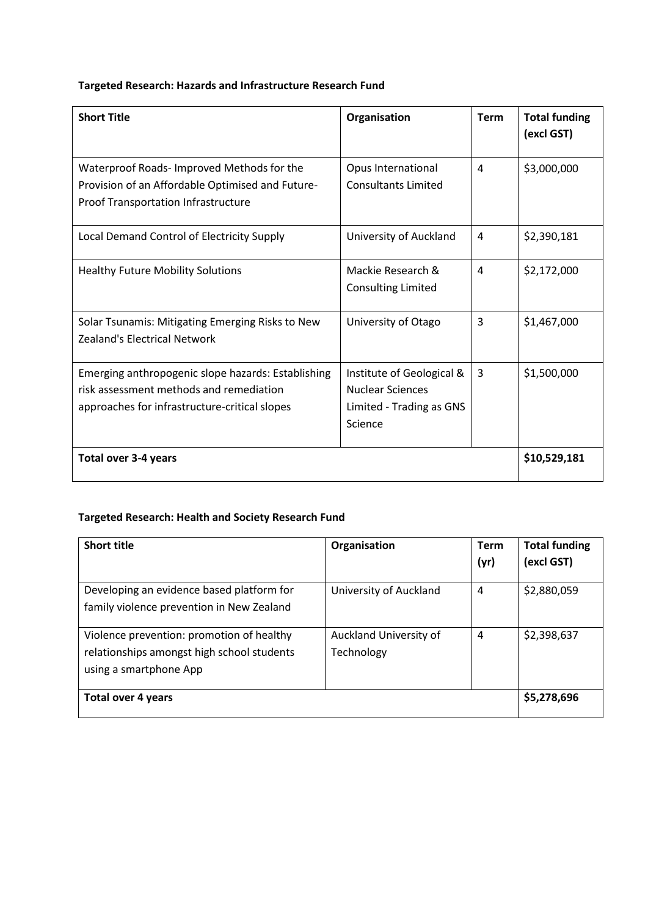**Targeted Research: Hazards and Infrastructure Research Fund**

| Short Title | Organisation | Term | Total funding (excl GST) |
|---|---|---|---|
| Waterproof Roads- Improved Methods for the Provision of an Affordable Optimised and Future-Proof Transportation Infrastructure | Opus International Consultants Limited | 4 | $3,000,000 |
| Local Demand Control of Electricity Supply | University of Auckland | 4 | $2,390,181 |
| Healthy Future Mobility Solutions | Mackie Research & Consulting Limited | 4 | $2,172,000 |
| Solar Tsunamis: Mitigating Emerging Risks to New Zealand's Electrical Network | University of Otago | 3 | $1,467,000 |
| Emerging anthropogenic slope hazards: Establishing risk assessment methods and remediation approaches for infrastructure-critical slopes | Institute of Geological & Nuclear Sciences Limited - Trading as GNS Science | 3 | $1,500,000 |
| **Total over 3-4 years** | | | **$10,529,181** |

**Targeted Research: Health and Society Research Fund**

| Short title | Organisation | Term (yr) | Total funding (excl GST) |
|---|---|---|---|
| Developing an evidence based platform for family violence prevention in New Zealand | University of Auckland | 4 | $2,880,059 |
| Violence prevention: promotion of healthy relationships amongst high school students using a smartphone App | Auckland University of Technology | 4 | $2,398,637 |
| **Total over 4 years** | | | **$5,278,696** |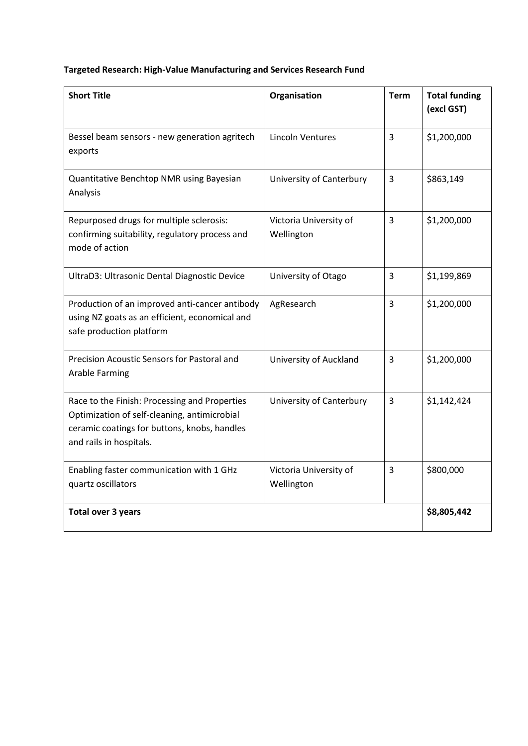**Targeted Research: High-Value Manufacturing and Services Research Fund**

| Short Title | Organisation | Term | Total funding (excl GST) |
|---|---|---|---|
| Bessel beam sensors - new generation agritech exports | Lincoln Ventures | 3 | $1,200,000 |
| Quantitative Benchtop NMR using Bayesian Analysis | University of Canterbury | 3 | $863,149 |
| Repurposed drugs for multiple sclerosis: confirming suitability, regulatory process and mode of action | Victoria University of Wellington | 3 | $1,200,000 |
| UltraD3: Ultrasonic Dental Diagnostic Device | University of Otago | 3 | $1,199,869 |
| Production of an improved anti-cancer antibody using NZ goats as an efficient, economical and safe production platform | AgResearch | 3 | $1,200,000 |
| Precision Acoustic Sensors for Pastoral and Arable Farming | University of Auckland | 3 | $1,200,000 |
| Race to the Finish: Processing and Properties Optimization of self-cleaning, antimicrobial ceramic coatings for buttons, knobs, handles and rails in hospitals. | University of Canterbury | 3 | $1,142,424 |
| Enabling faster communication with 1 GHz quartz oscillators | Victoria University of Wellington | 3 | $800,000 |
| **Total over 3 years** | | | **$8,805,442** |